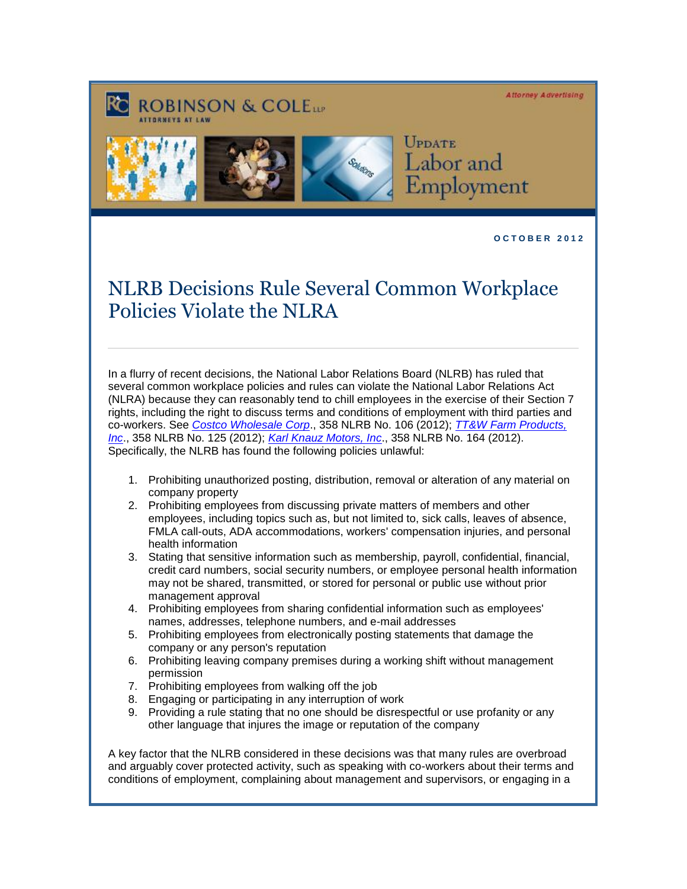ROBINSON & COLE LLP
ATTORNEYS AT LAW

*Attorney Advertising*

UPDATE
Labor and Employment

**OCTOBER 2012**

# NLRB Decisions Rule Several Common Workplace Policies Violate the NLRA

In a flurry of recent decisions, the National Labor Relations Board (NLRB) has ruled that several common workplace policies and rules can violate the National Labor Relations Act (NLRA) because they can reasonably tend to chill employees in the exercise of their Section 7 rights, including the right to discuss terms and conditions of employment with third parties and co-workers. See *Costco Wholesale Corp*., 358 NLRB No. 106 (2012); *TT&W Farm Products, Inc*., 358 NLRB No. 125 (2012); *Karl Knauz Motors, Inc*., 358 NLRB No. 164 (2012). Specifically, the NLRB has found the following policies unlawful:

1. Prohibiting unauthorized posting, distribution, removal or alteration of any material on company property
2. Prohibiting employees from discussing private matters of members and other employees, including topics such as, but not limited to, sick calls, leaves of absence, FMLA call-outs, ADA accommodations, workers' compensation injuries, and personal health information
3. Stating that sensitive information such as membership, payroll, confidential, financial, credit card numbers, social security numbers, or employee personal health information may not be shared, transmitted, or stored for personal or public use without prior management approval
4. Prohibiting employees from sharing confidential information such as employees' names, addresses, telephone numbers, and e-mail addresses
5. Prohibiting employees from electronically posting statements that damage the company or any person's reputation
6. Prohibiting leaving company premises during a working shift without management permission
7. Prohibiting employees from walking off the job
8. Engaging or participating in any interruption of work
9. Providing a rule stating that no one should be disrespectful or use profanity or any other language that injures the image or reputation of the company

A key factor that the NLRB considered in these decisions was that many rules are overbroad and arguably cover protected activity, such as speaking with co-workers about their terms and conditions of employment, complaining about management and supervisors, or engaging in a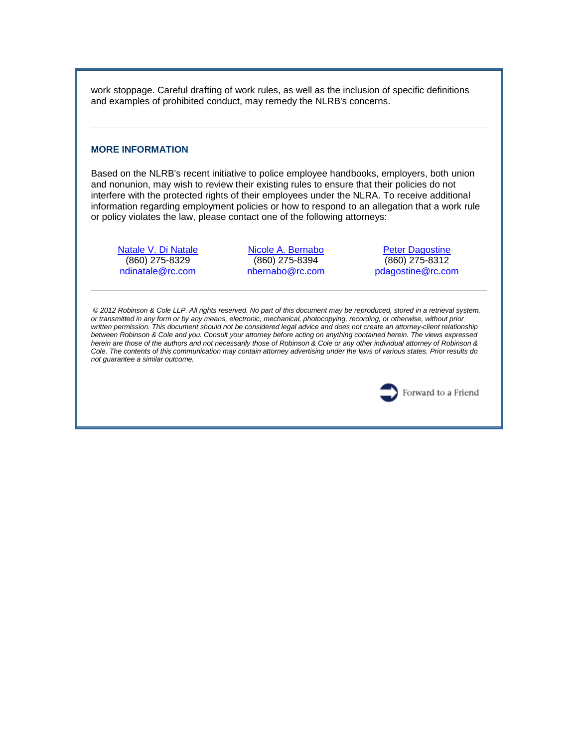work stoppage. Careful drafting of work rules, as well as the inclusion of specific definitions and examples of prohibited conduct, may remedy the NLRB's concerns.

---

## MORE INFORMATION

Based on the NLRB's recent initiative to police employee handbooks, employers, both union and nonunion, may wish to review their existing rules to ensure that their policies do not interfere with the protected rights of their employees under the NLRA. To receive additional information regarding employment policies or how to respond to an allegation that a work rule or policy violates the law, please contact one of the following attorneys:

| | | |
|---|---|---|
| Natale V. Di Natale | Nicole A. Bernabo | Peter Dagostine |
| (860) 275-8329 | (860) 275-8394 | (860) 275-8312 |
| ndinatale@rc.com | nbernabo@rc.com | pdagostine@rc.com |

---

*© 2012 Robinson & Cole LLP. All rights reserved. No part of this document may be reproduced, stored in a retrieval system, or transmitted in any form or by any means, electronic, mechanical, photocopying, recording, or otherwise, without prior written permission. This document should not be considered legal advice and does not create an attorney-client relationship between Robinson & Cole and you. Consult your attorney before acting on anything contained herein. The views expressed herein are those of the authors and not necessarily those of Robinson & Cole or any other individual attorney of Robinson & Cole. The contents of this communication may contain attorney advertising under the laws of various states. Prior results do not guarantee a similar outcome.*

Forward to a Friend